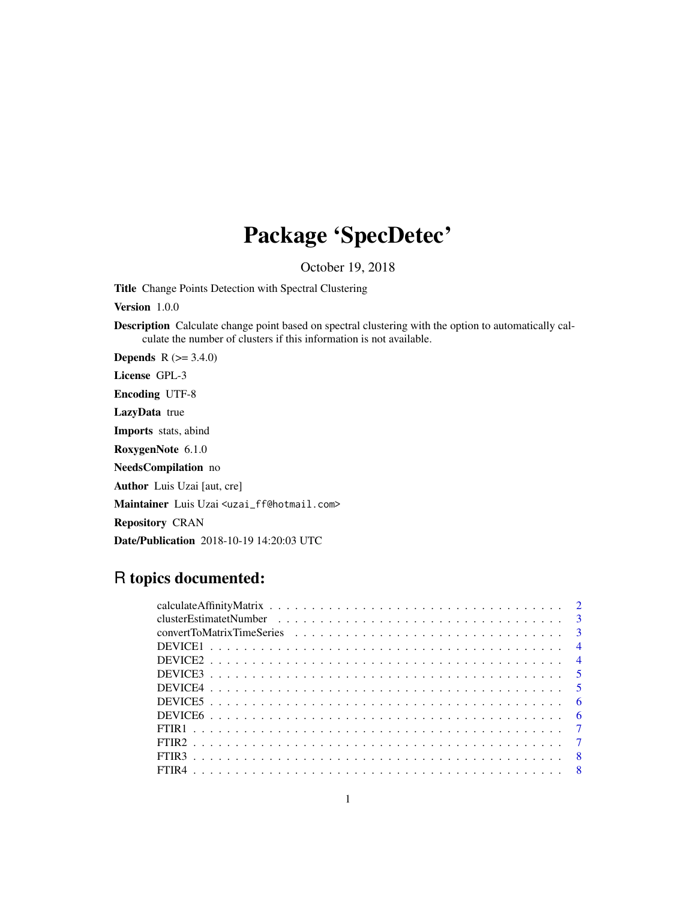# Package 'SpecDetec'

October 19, 2018

**Title** Change Points Detection with Spectral Clustering

**Version** 1.0.0

**Description** Calculate change point based on spectral clustering with the option to automatically calculate the number of clusters if this information is not available.

**Depends** R (>= 3.4.0)

**License** GPL-3

**Encoding** UTF-8

**LazyData** true

**Imports** stats, abind

**RoxygenNote** 6.1.0

**NeedsCompilation** no

**Author** Luis Uzai [aut, cre]

**Maintainer** Luis Uzai <uzai_ff@hotmail.com>

**Repository** CRAN

**Date/Publication** 2018-10-19 14:20:03 UTC

## R topics documented:

calculateAffinityMatrix . . . . . . . . . . . . . . . . . . . . . . . . . . . . . . . . . . . . 2
clusterEstimatetNumber . . . . . . . . . . . . . . . . . . . . . . . . . . . . . . . . . . . . 3
convertToMatrixTimeSeries . . . . . . . . . . . . . . . . . . . . . . . . . . . . . . . . . . 3
DEVICE1 . . . . . . . . . . . . . . . . . . . . . . . . . . . . . . . . . . . . . . . . . . . . 4
DEVICE2 . . . . . . . . . . . . . . . . . . . . . . . . . . . . . . . . . . . . . . . . . . . . 4
DEVICE3 . . . . . . . . . . . . . . . . . . . . . . . . . . . . . . . . . . . . . . . . . . . . 5
DEVICE4 . . . . . . . . . . . . . . . . . . . . . . . . . . . . . . . . . . . . . . . . . . . . 5
DEVICE5 . . . . . . . . . . . . . . . . . . . . . . . . . . . . . . . . . . . . . . . . . . . . 6
DEVICE6 . . . . . . . . . . . . . . . . . . . . . . . . . . . . . . . . . . . . . . . . . . . . 6
FTIR1 . . . . . . . . . . . . . . . . . . . . . . . . . . . . . . . . . . . . . . . . . . . . . . 7
FTIR2 . . . . . . . . . . . . . . . . . . . . . . . . . . . . . . . . . . . . . . . . . . . . . . 7
FTIR3 . . . . . . . . . . . . . . . . . . . . . . . . . . . . . . . . . . . . . . . . . . . . . . 8
FTIR4 . . . . . . . . . . . . . . . . . . . . . . . . . . . . . . . . . . . . . . . . . . . . . . 8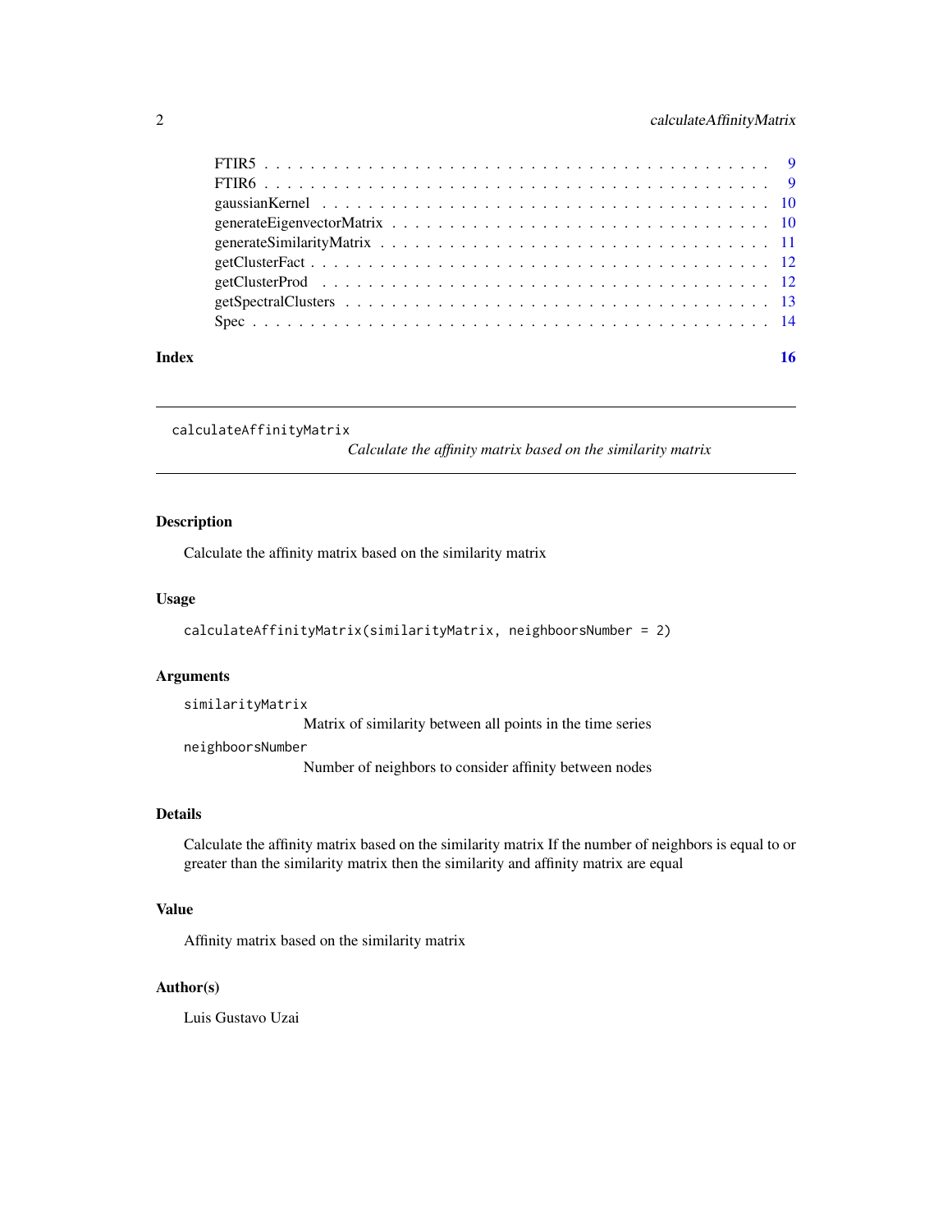FTIR5 . . . . . . . . . . . . . . . . . . . . . . . . . . . . . . . . . . . . . . . . . . 9
FTIR6 . . . . . . . . . . . . . . . . . . . . . . . . . . . . . . . . . . . . . . . . . . 9
gaussianKernel . . . . . . . . . . . . . . . . . . . . . . . . . . . . . . . . . . . . . . 10
generateEigenvectorMatrix . . . . . . . . . . . . . . . . . . . . . . . . . . . . . . . . 10
generateSimilarityMatrix . . . . . . . . . . . . . . . . . . . . . . . . . . . . . . . . . 11
getClusterFact . . . . . . . . . . . . . . . . . . . . . . . . . . . . . . . . . . . . . . 12
getClusterProd . . . . . . . . . . . . . . . . . . . . . . . . . . . . . . . . . . . . . . 12
getSpectralClusters . . . . . . . . . . . . . . . . . . . . . . . . . . . . . . . . . . . . 13
Spec . . . . . . . . . . . . . . . . . . . . . . . . . . . . . . . . . . . . . . . . . . . 14

**Index** **16**

---

`calculateAffinityMatrix` *Calculate the affinity matrix based on the similarity matrix*

---

## Description

Calculate the affinity matrix based on the similarity matrix

## Usage

```
calculateAffinityMatrix(similarityMatrix, neighboorsNumber = 2)
```

## Arguments

`similarityMatrix`
Matrix of similarity between all points in the time series

`neighboorsNumber`
Number of neighbors to consider affinity between nodes

## Details

Calculate the affinity matrix based on the similarity matrix If the number of neighbors is equal to or greater than the similarity matrix then the similarity and affinity matrix are equal

## Value

Affinity matrix based on the similarity matrix

## Author(s)

Luis Gustavo Uzai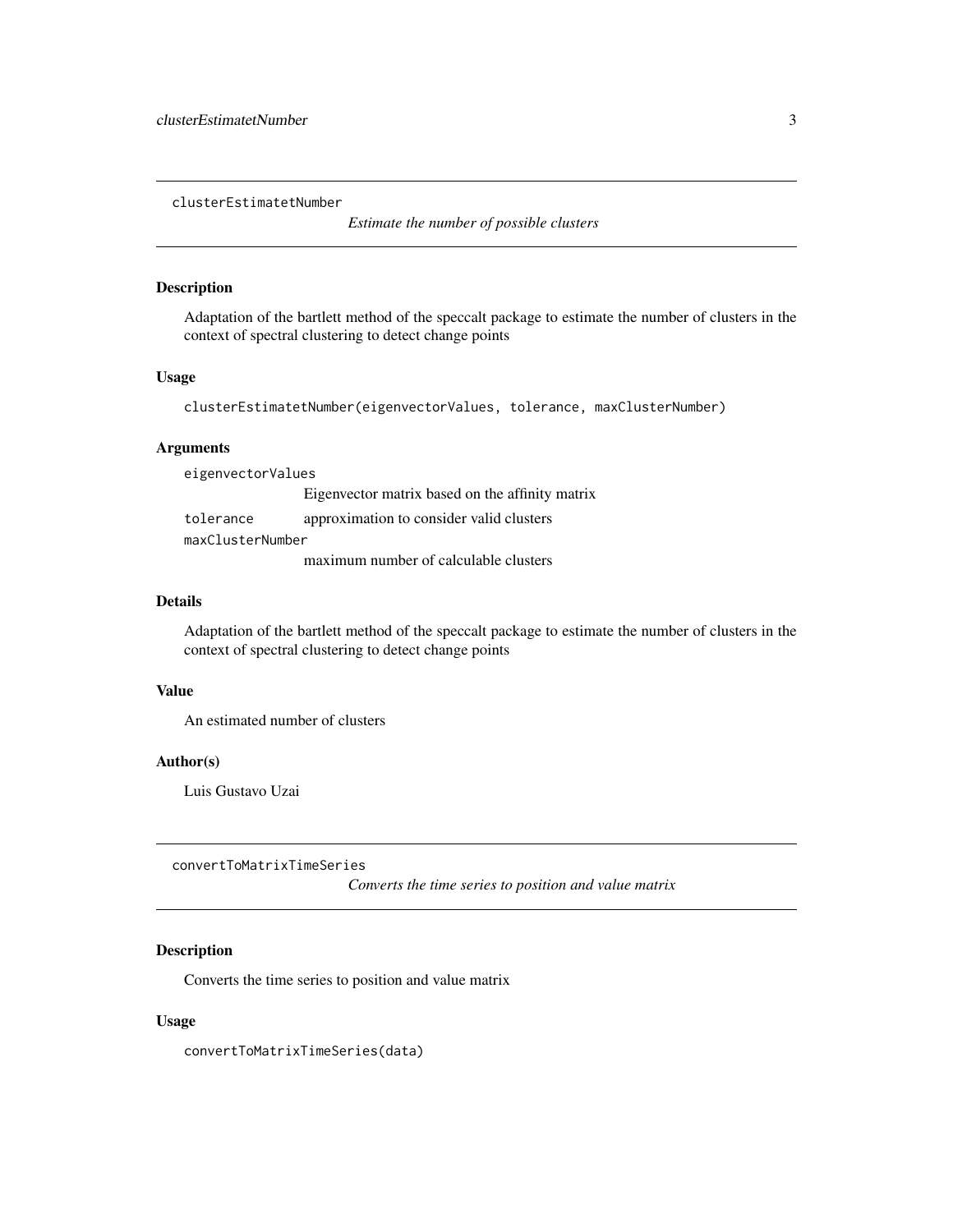## clusterEstimatetNumber

*Estimate the number of possible clusters*

### Description

Adaptation of the bartlett method of the speccalt package to estimate the number of clusters in the context of spectral clustering to detect change points

### Usage

```
clusterEstimatetNumber(eigenvectorValues, tolerance, maxClusterNumber)
```

### Arguments

| | |
|---|---|
| `eigenvectorValues` | Eigenvector matrix based on the affinity matrix |
| `tolerance` | approximation to consider valid clusters |
| `maxClusterNumber` | maximum number of calculable clusters |

### Details

Adaptation of the bartlett method of the speccalt package to estimate the number of clusters in the context of spectral clustering to detect change points

### Value

An estimated number of clusters

### Author(s)

Luis Gustavo Uzai

## convertToMatrixTimeSeries

*Converts the time series to position and value matrix*

### Description

Converts the time series to position and value matrix

### Usage

```
convertToMatrixTimeSeries(data)
```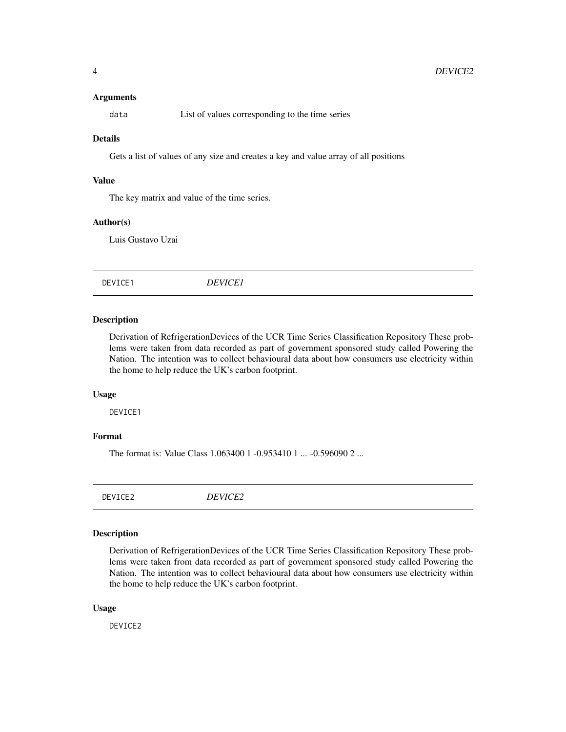### Arguments

| | |
|---|---|
| `data` | List of values corresponding to the time series |

### Details

Gets a list of values of any size and creates a key and value array of all positions

### Value

The key matrix and value of the time series.

### Author(s)

Luis Gustavo Uzai

---

## DEVICE1 *DEVICE1*

---

### Description

Derivation of RefrigerationDevices of the UCR Time Series Classification Repository These problems were taken from data recorded as part of government sponsored study called Powering the Nation. The intention was to collect behavioural data about how consumers use electricity within the home to help reduce the UK's carbon footprint.

### Usage

```
DEVICE1
```

### Format

The format is: Value Class 1.063400 1 -0.953410 1 ... -0.596090 2 ...

---

## DEVICE2 *DEVICE2*

---

### Description

Derivation of RefrigerationDevices of the UCR Time Series Classification Repository These problems were taken from data recorded as part of government sponsored study called Powering the Nation. The intention was to collect behavioural data about how consumers use electricity within the home to help reduce the UK's carbon footprint.

### Usage

```
DEVICE2
```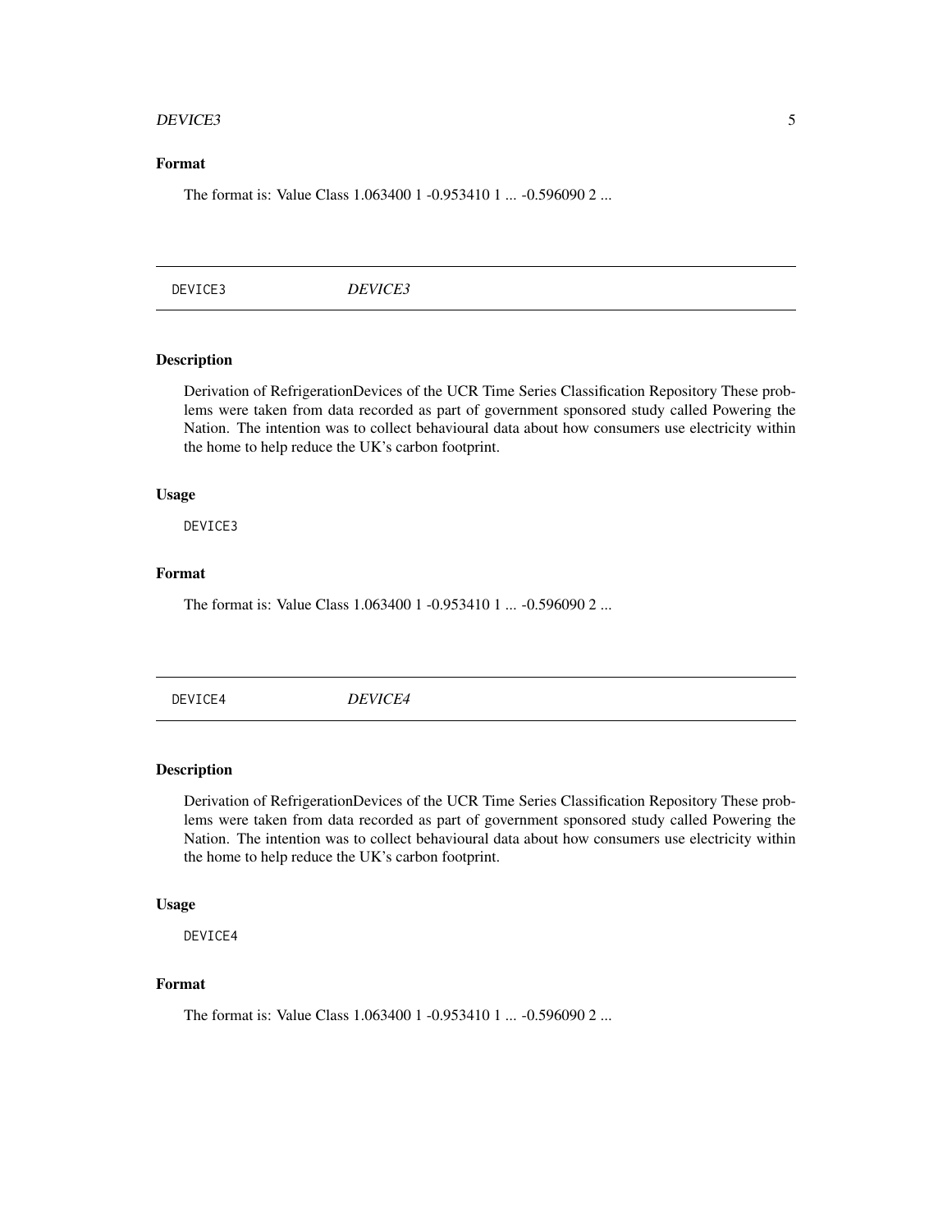### Format

The format is: Value Class 1.063400 1 -0.953410 1 ... -0.596090 2 ...

---

## DEVICE3 *DEVICE3*

---

### Description

Derivation of RefrigerationDevices of the UCR Time Series Classification Repository These problems were taken from data recorded as part of government sponsored study called Powering the Nation. The intention was to collect behavioural data about how consumers use electricity within the home to help reduce the UK's carbon footprint.

### Usage

```
DEVICE3
```

### Format

The format is: Value Class 1.063400 1 -0.953410 1 ... -0.596090 2 ...

---

## DEVICE4 *DEVICE4*

---

### Description

Derivation of RefrigerationDevices of the UCR Time Series Classification Repository These problems were taken from data recorded as part of government sponsored study called Powering the Nation. The intention was to collect behavioural data about how consumers use electricity within the home to help reduce the UK's carbon footprint.

### Usage

```
DEVICE4
```

### Format

The format is: Value Class 1.063400 1 -0.953410 1 ... -0.596090 2 ...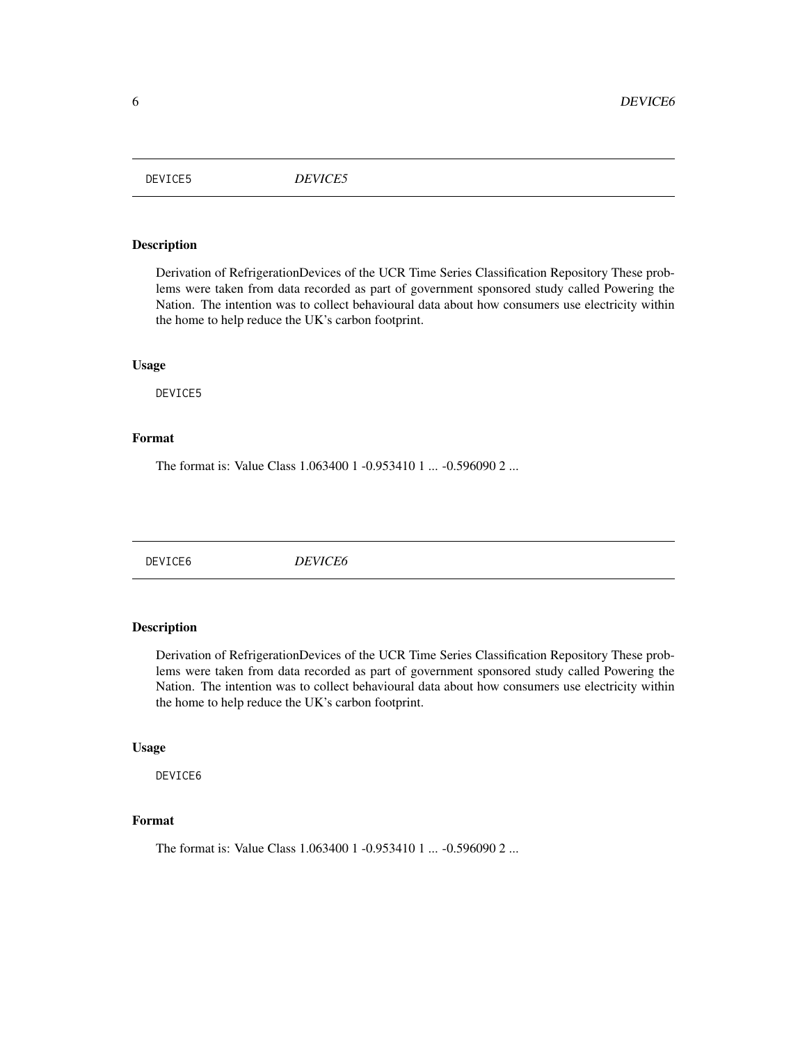## DEVICE5 *DEVICE5*

### Description

Derivation of RefrigerationDevices of the UCR Time Series Classification Repository These problems were taken from data recorded as part of government sponsored study called Powering the Nation. The intention was to collect behavioural data about how consumers use electricity within the home to help reduce the UK's carbon footprint.

### Usage

```
DEVICE5
```

### Format

The format is: Value Class 1.063400 1 -0.953410 1 ... -0.596090 2 ...

## DEVICE6 *DEVICE6*

### Description

Derivation of RefrigerationDevices of the UCR Time Series Classification Repository These problems were taken from data recorded as part of government sponsored study called Powering the Nation. The intention was to collect behavioural data about how consumers use electricity within the home to help reduce the UK's carbon footprint.

### Usage

```
DEVICE6
```

### Format

The format is: Value Class 1.063400 1 -0.953410 1 ... -0.596090 2 ...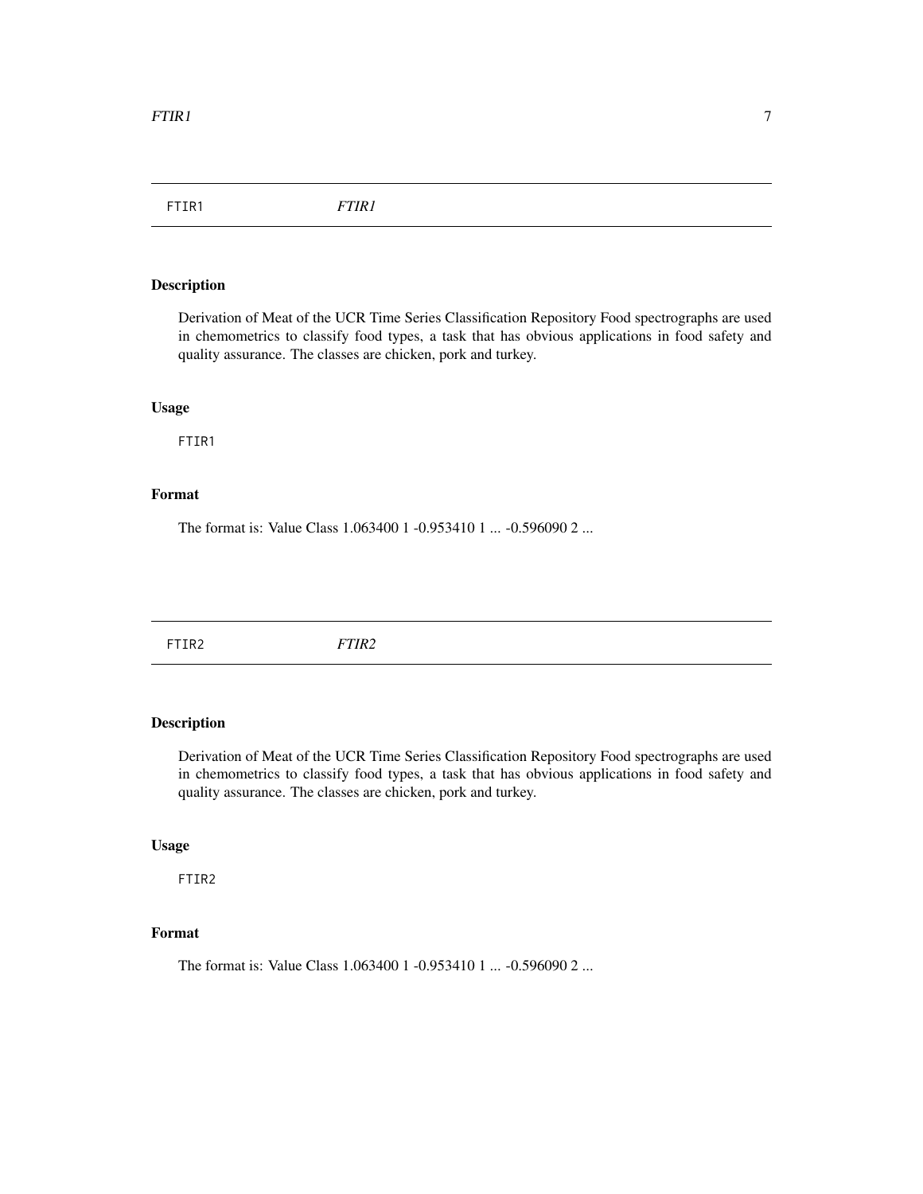## FTIR1 *FTIR1*

### Description

Derivation of Meat of the UCR Time Series Classification Repository Food spectrographs are used in chemometrics to classify food types, a task that has obvious applications in food safety and quality assurance. The classes are chicken, pork and turkey.

### Usage

```
FTIR1
```

### Format

The format is: Value Class 1.063400 1 -0.953410 1 ... -0.596090 2 ...

## FTIR2 *FTIR2*

### Description

Derivation of Meat of the UCR Time Series Classification Repository Food spectrographs are used in chemometrics to classify food types, a task that has obvious applications in food safety and quality assurance. The classes are chicken, pork and turkey.

### Usage

```
FTIR2
```

### Format

The format is: Value Class 1.063400 1 -0.953410 1 ... -0.596090 2 ...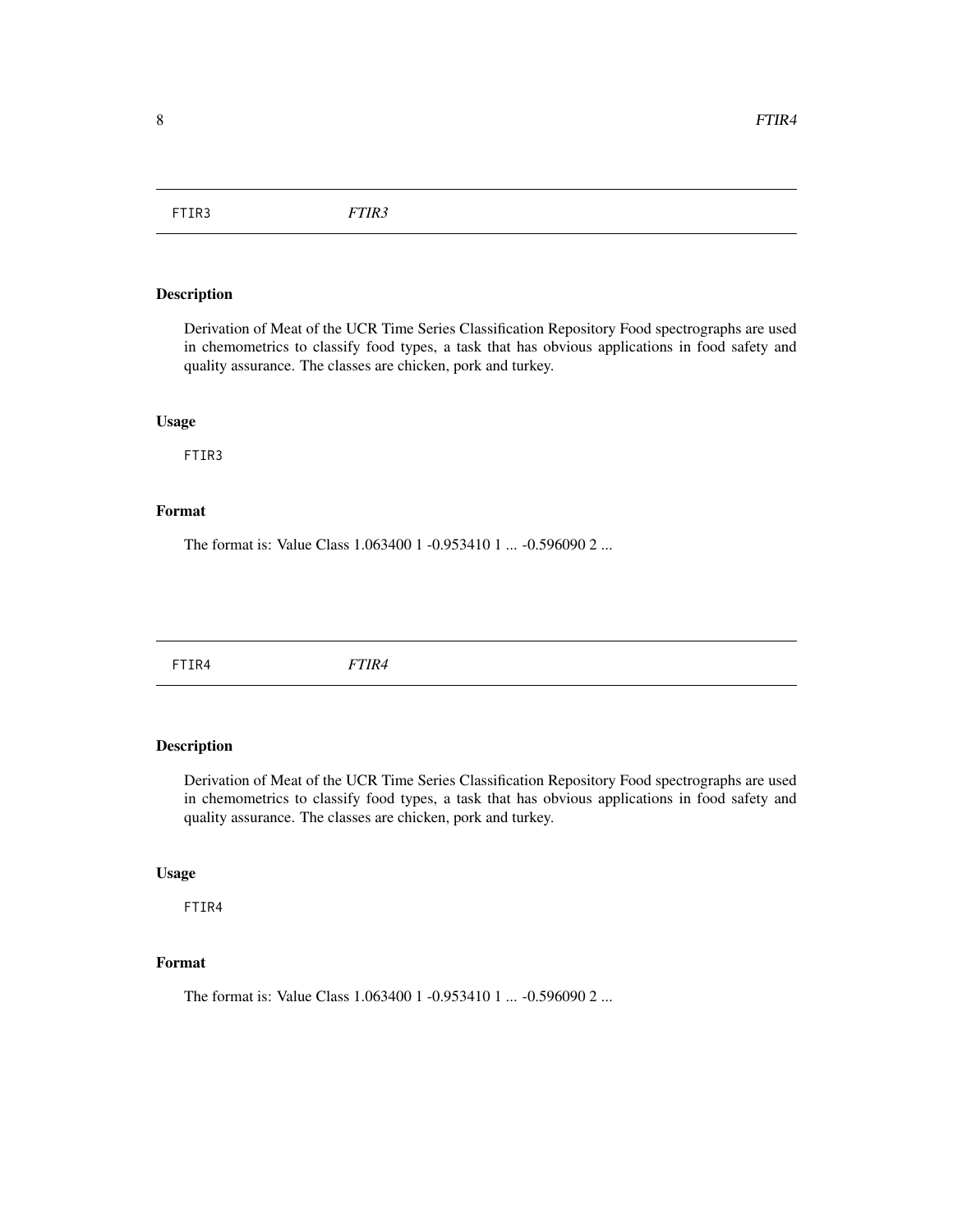## FTIR3 *FTIR3*

### Description

Derivation of Meat of the UCR Time Series Classification Repository Food spectrographs are used in chemometrics to classify food types, a task that has obvious applications in food safety and quality assurance. The classes are chicken, pork and turkey.

### Usage

```
FTIR3
```

### Format

The format is: Value Class 1.063400 1 -0.953410 1 ... -0.596090 2 ...

## FTIR4 *FTIR4*

### Description

Derivation of Meat of the UCR Time Series Classification Repository Food spectrographs are used in chemometrics to classify food types, a task that has obvious applications in food safety and quality assurance. The classes are chicken, pork and turkey.

### Usage

```
FTIR4
```

### Format

The format is: Value Class 1.063400 1 -0.953410 1 ... -0.596090 2 ...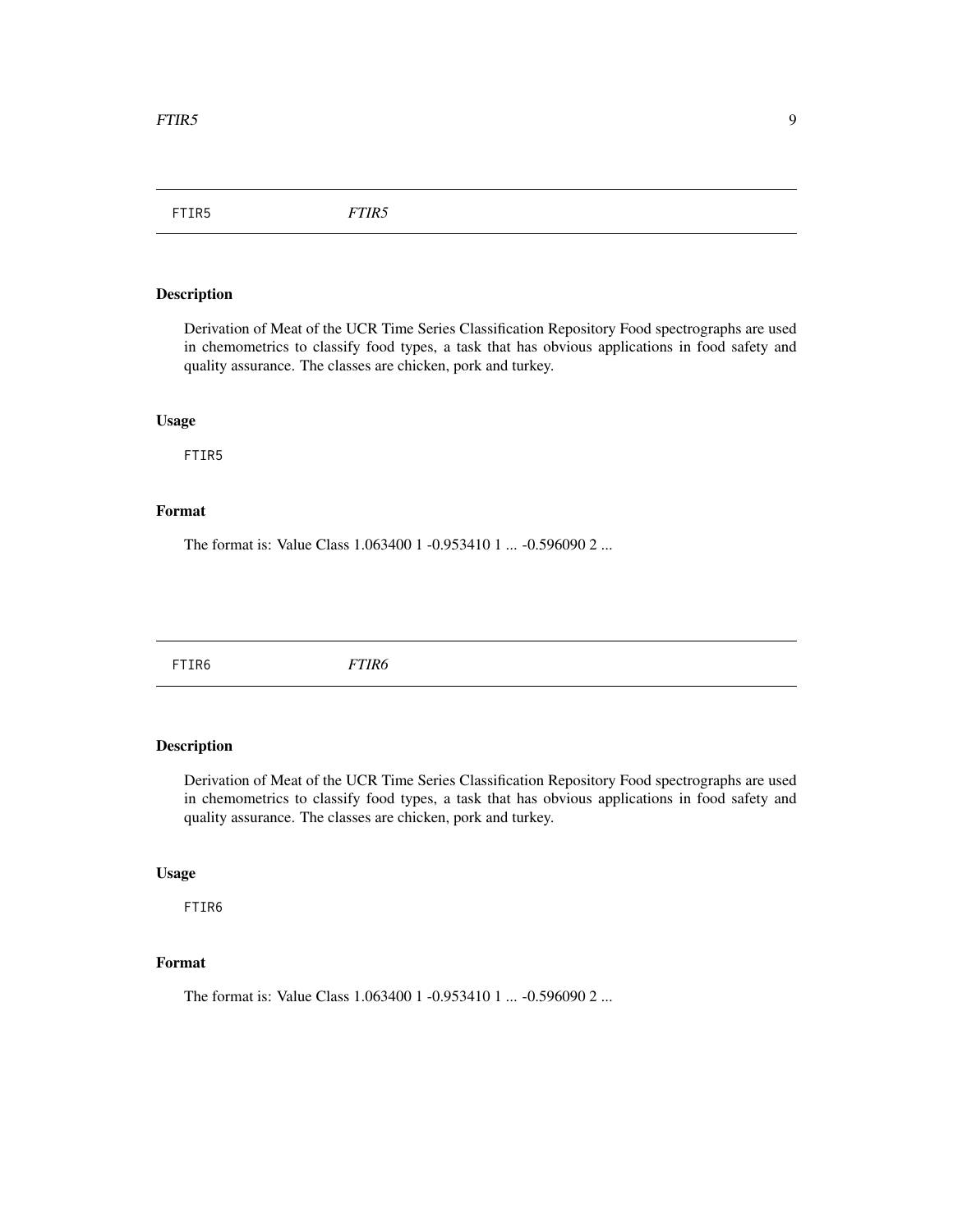FTIR5 *FTIR5*

### Description

Derivation of Meat of the UCR Time Series Classification Repository Food spectrographs are used in chemometrics to classify food types, a task that has obvious applications in food safety and quality assurance. The classes are chicken, pork and turkey.

### Usage

```
FTIR5
```

### Format

The format is: Value Class 1.063400 1 -0.953410 1 ... -0.596090 2 ...

---

FTIR6 *FTIR6*

### Description

Derivation of Meat of the UCR Time Series Classification Repository Food spectrographs are used in chemometrics to classify food types, a task that has obvious applications in food safety and quality assurance. The classes are chicken, pork and turkey.

### Usage

```
FTIR6
```

### Format

The format is: Value Class 1.063400 1 -0.953410 1 ... -0.596090 2 ...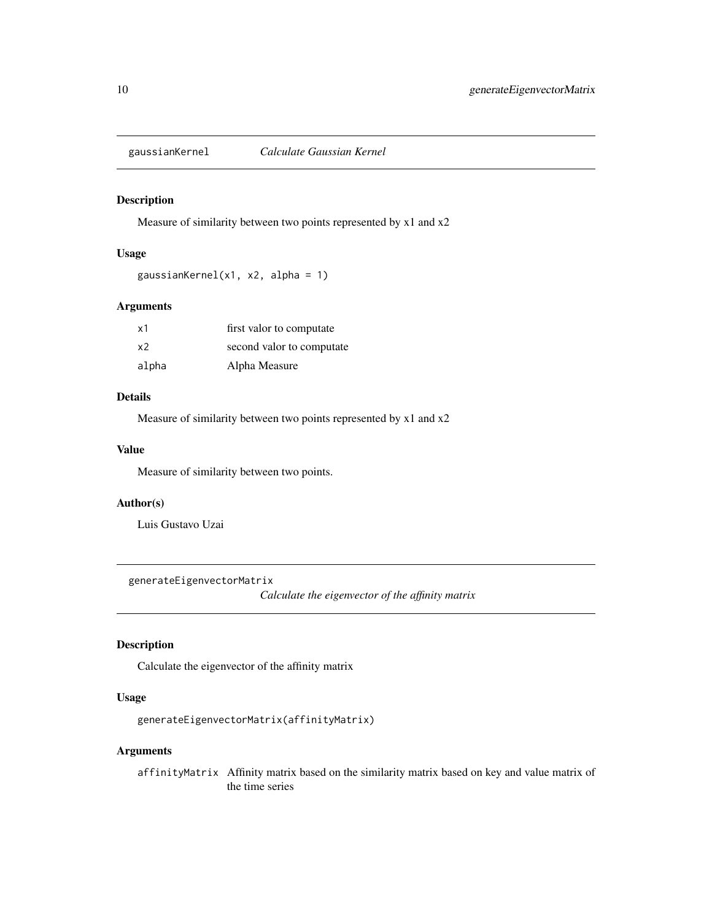## gaussianKernel — *Calculate Gaussian Kernel*

### Description

Measure of similarity between two points represented by x1 and x2

### Usage

```
gaussianKernel(x1, x2, alpha = 1)
```

### Arguments

| | |
|---|---|
| x1 | first valor to computate |
| x2 | second valor to computate |
| alpha | Alpha Measure |

### Details

Measure of similarity between two points represented by x1 and x2

### Value

Measure of similarity between two points.

### Author(s)

Luis Gustavo Uzai

## generateEigenvectorMatrix — *Calculate the eigenvector of the affinity matrix*

### Description

Calculate the eigenvector of the affinity matrix

### Usage

```
generateEigenvectorMatrix(affinityMatrix)
```

### Arguments

| | |
|---|---|
| affinityMatrix | Affinity matrix based on the similarity matrix based on key and value matrix of the time series |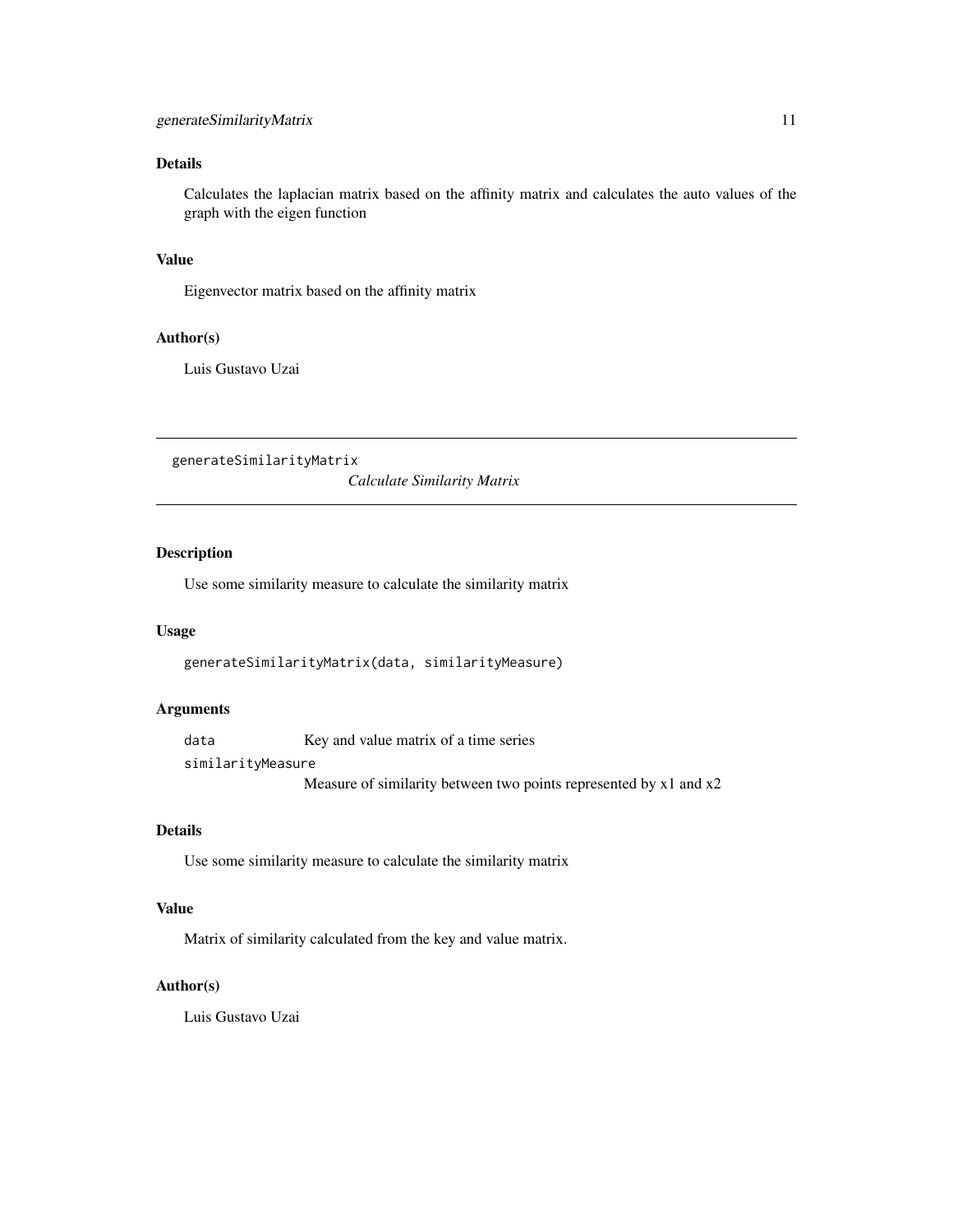### Details

Calculates the laplacian matrix based on the affinity matrix and calculates the auto values of the graph with the eigen function

### Value

Eigenvector matrix based on the affinity matrix

### Author(s)

Luis Gustavo Uzai

---

## generateSimilarityMatrix *Calculate Similarity Matrix*

### Description

Use some similarity measure to calculate the similarity matrix

### Usage

```
generateSimilarityMatrix(data, similarityMeasure)
```

### Arguments

| | |
|---|---|
| `data` | Key and value matrix of a time series |
| `similarityMeasure` | Measure of similarity between two points represented by x1 and x2 |

### Details

Use some similarity measure to calculate the similarity matrix

### Value

Matrix of similarity calculated from the key and value matrix.

### Author(s)

Luis Gustavo Uzai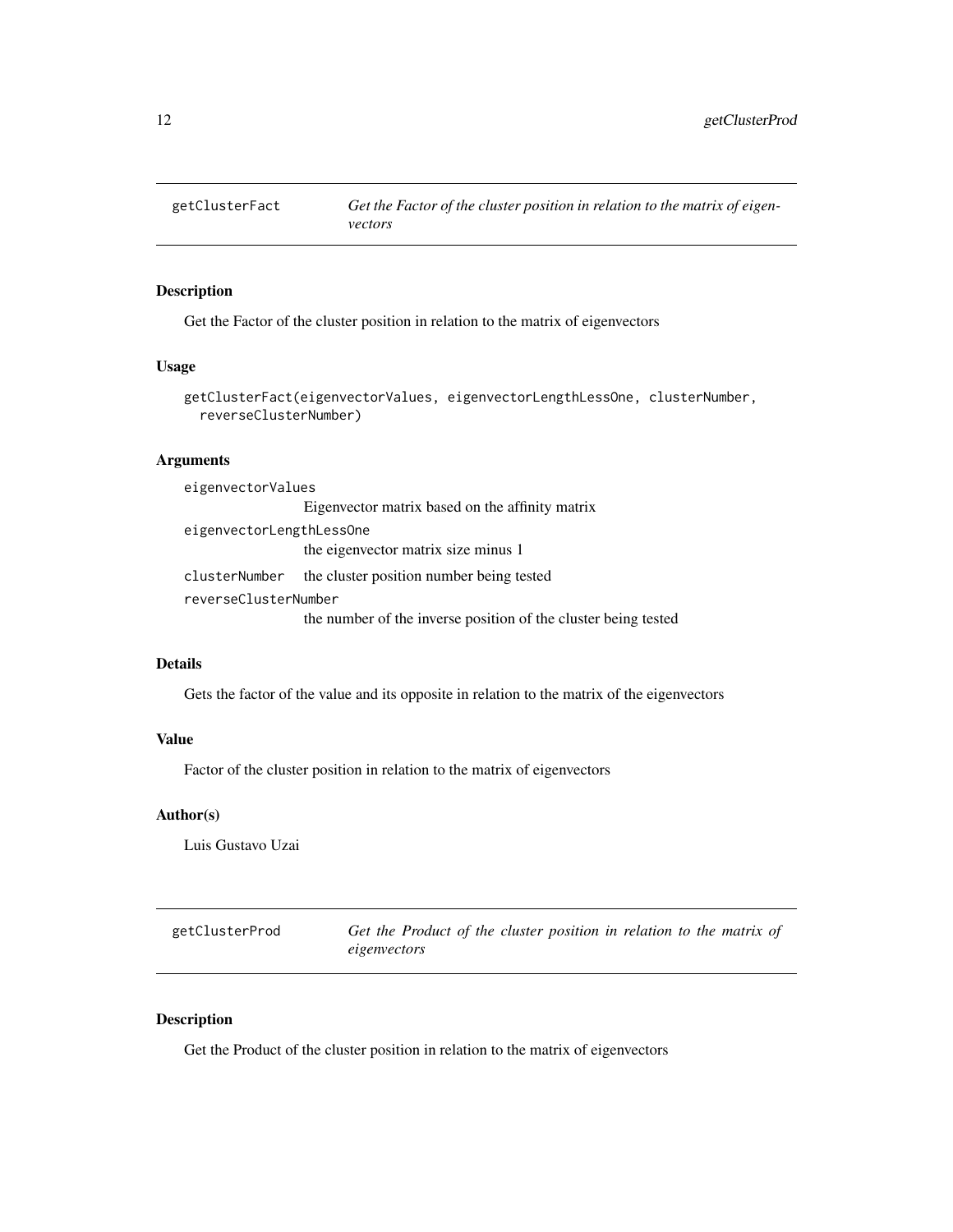## getClusterFact *Get the Factor of the cluster position in relation to the matrix of eigenvectors*

### Description

Get the Factor of the cluster position in relation to the matrix of eigenvectors

### Usage

```
getClusterFact(eigenvectorValues, eigenvectorLengthLessOne, clusterNumber,
  reverseClusterNumber)
```

### Arguments

`eigenvectorValues`
: Eigenvector matrix based on the affinity matrix

`eigenvectorLengthLessOne`
: the eigenvector matrix size minus 1

`clusterNumber`
: the cluster position number being tested

`reverseClusterNumber`
: the number of the inverse position of the cluster being tested

### Details

Gets the factor of the value and its opposite in relation to the matrix of the eigenvectors

### Value

Factor of the cluster position in relation to the matrix of eigenvectors

### Author(s)

Luis Gustavo Uzai

## getClusterProd *Get the Product of the cluster position in relation to the matrix of eigenvectors*

### Description

Get the Product of the cluster position in relation to the matrix of eigenvectors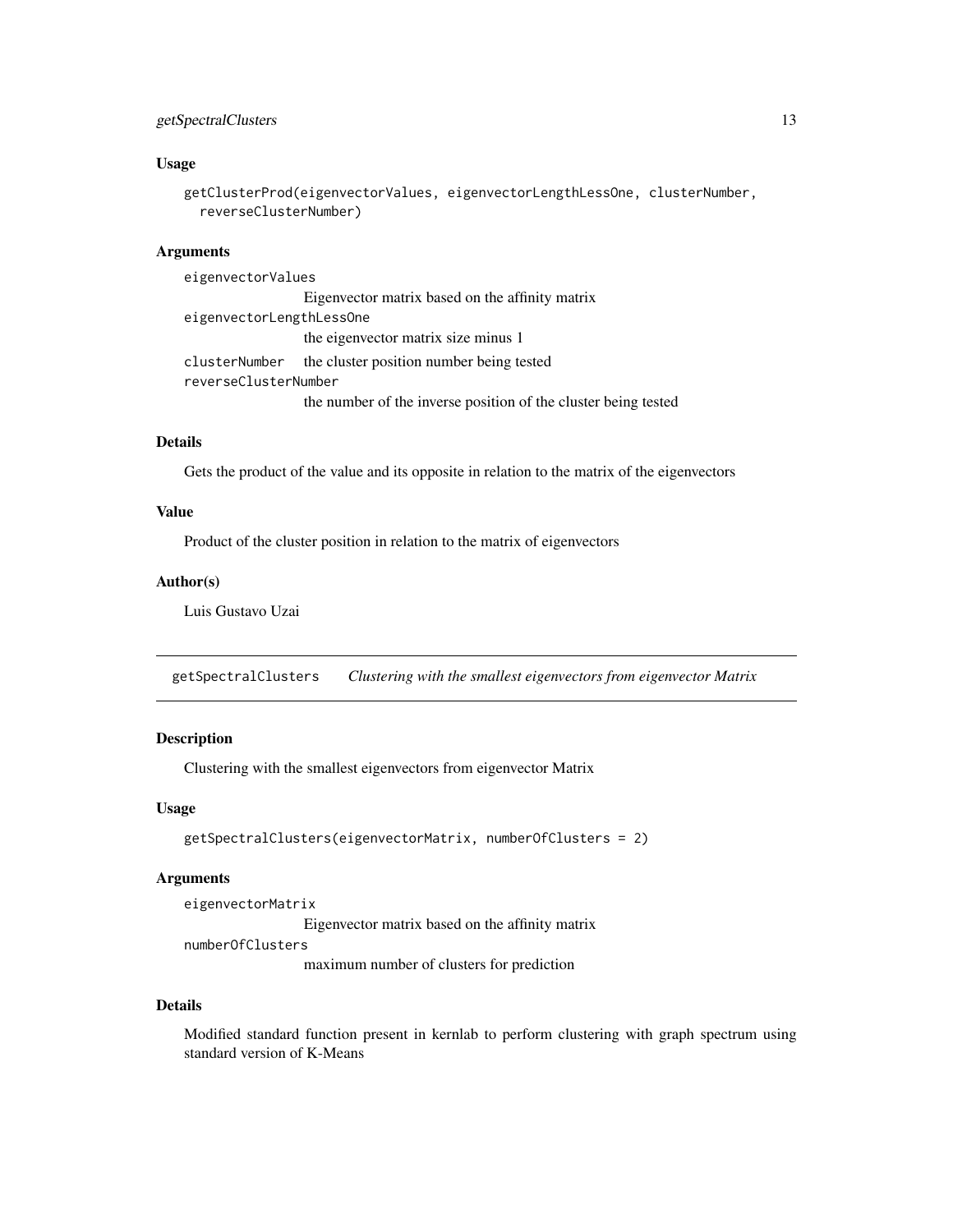### Usage

```
getClusterProd(eigenvectorValues, eigenvectorLengthLessOne, clusterNumber,
  reverseClusterNumber)
```

### Arguments

`eigenvectorValues`
: Eigenvector matrix based on the affinity matrix

`eigenvectorLengthLessOne`
: the eigenvector matrix size minus 1

`clusterNumber`
: the cluster position number being tested

`reverseClusterNumber`
: the number of the inverse position of the cluster being tested

### Details

Gets the product of the value and its opposite in relation to the matrix of the eigenvectors

### Value

Product of the cluster position in relation to the matrix of eigenvectors

### Author(s)

Luis Gustavo Uzai

---

## getSpectralClusters    *Clustering with the smallest eigenvectors from eigenvector Matrix*

---

### Description

Clustering with the smallest eigenvectors from eigenvector Matrix

### Usage

```
getSpectralClusters(eigenvectorMatrix, numberOfClusters = 2)
```

### Arguments

`eigenvectorMatrix`
: Eigenvector matrix based on the affinity matrix

`numberOfClusters`
: maximum number of clusters for prediction

### Details

Modified standard function present in kernlab to perform clustering with graph spectrum using standard version of K-Means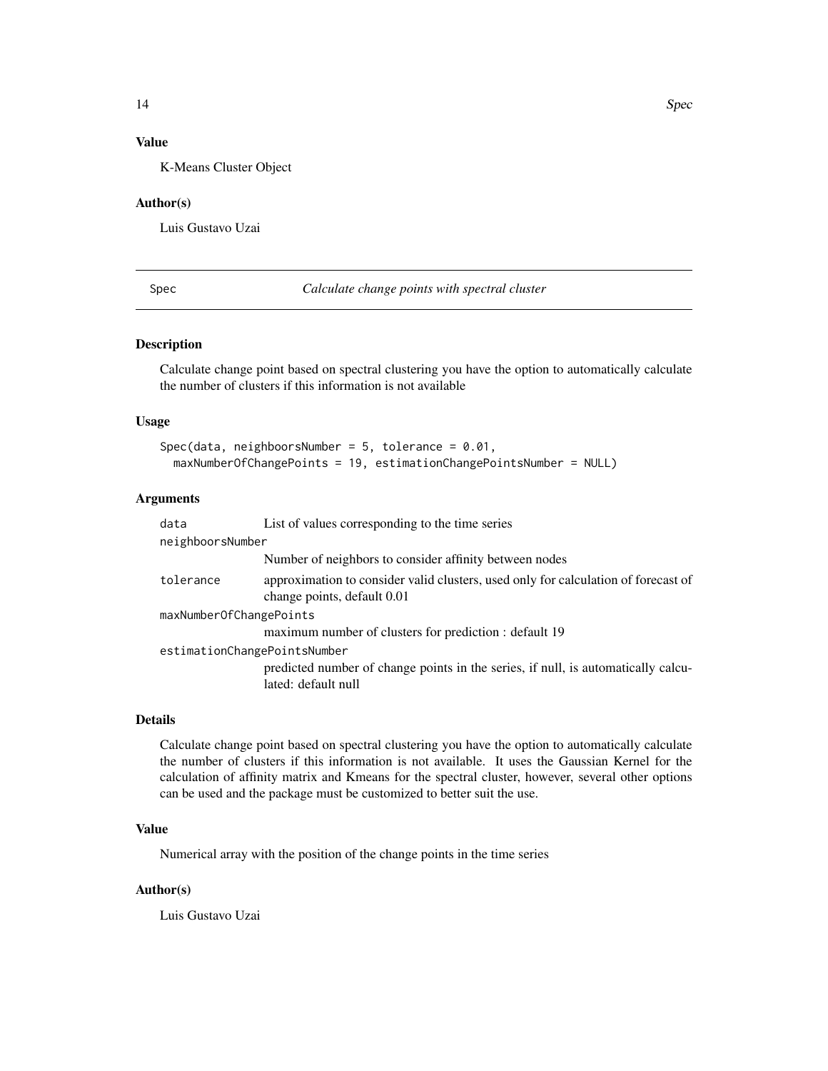## Value

K-Means Cluster Object

## Author(s)

Luis Gustavo Uzai

---

## Spec — *Calculate change points with spectral cluster*

### Description

Calculate change point based on spectral clustering you have the option to automatically calculate the number of clusters if this information is not available

### Usage

```
Spec(data, neighboorsNumber = 5, tolerance = 0.01,
  maxNumberOfChangePoints = 19, estimationChangePointsNumber = NULL)
```

### Arguments

| Argument | Description |
|---|---|
| `data` | List of values corresponding to the time series |
| `neighboorsNumber` | Number of neighbors to consider affinity between nodes |
| `tolerance` | approximation to consider valid clusters, used only for calculation of forecast of change points, default 0.01 |
| `maxNumberOfChangePoints` | maximum number of clusters for prediction : default 19 |
| `estimationChangePointsNumber` | predicted number of change points in the series, if null, is automatically calculated: default null |

### Details

Calculate change point based on spectral clustering you have the option to automatically calculate the number of clusters if this information is not available. It uses the Gaussian Kernel for the calculation of affinity matrix and Kmeans for the spectral cluster, however, several other options can be used and the package must be customized to better suit the use.

### Value

Numerical array with the position of the change points in the time series

### Author(s)

Luis Gustavo Uzai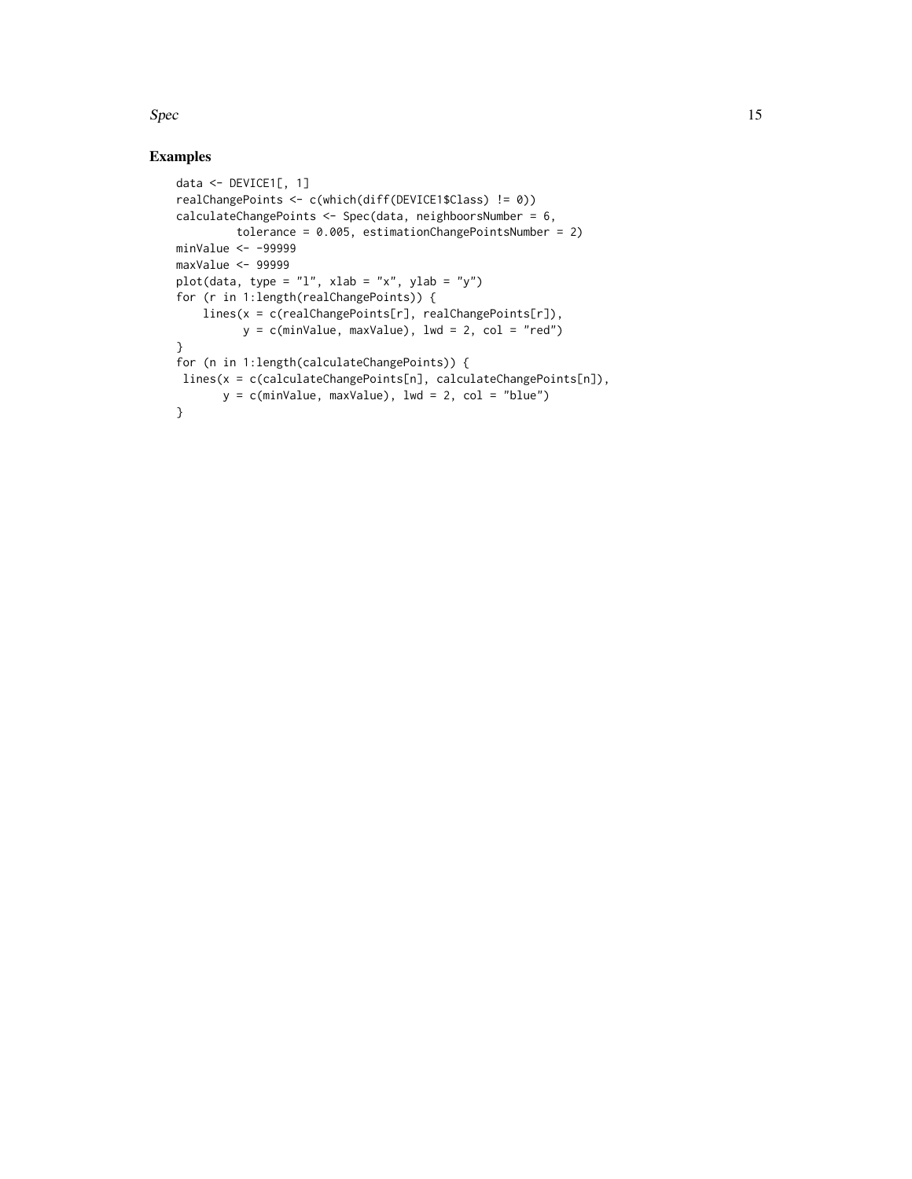## Examples

```
data <- DEVICE1[, 1]
realChangePoints <- c(which(diff(DEVICE1$Class) != 0))
calculateChangePoints <- Spec(data, neighboorsNumber = 6,
         tolerance = 0.005, estimationChangePointsNumber = 2)
minValue <- -99999
maxValue <- 99999
plot(data, type = "l", xlab = "x", ylab = "y")
for (r in 1:length(realChangePoints)) {
    lines(x = c(realChangePoints[r], realChangePoints[r]),
          y = c(minValue, maxValue), lwd = 2, col = "red")
}
for (n in 1:length(calculateChangePoints)) {
 lines(x = c(calculateChangePoints[n], calculateChangePoints[n]),
       y = c(minValue, maxValue), lwd = 2, col = "blue")
}
```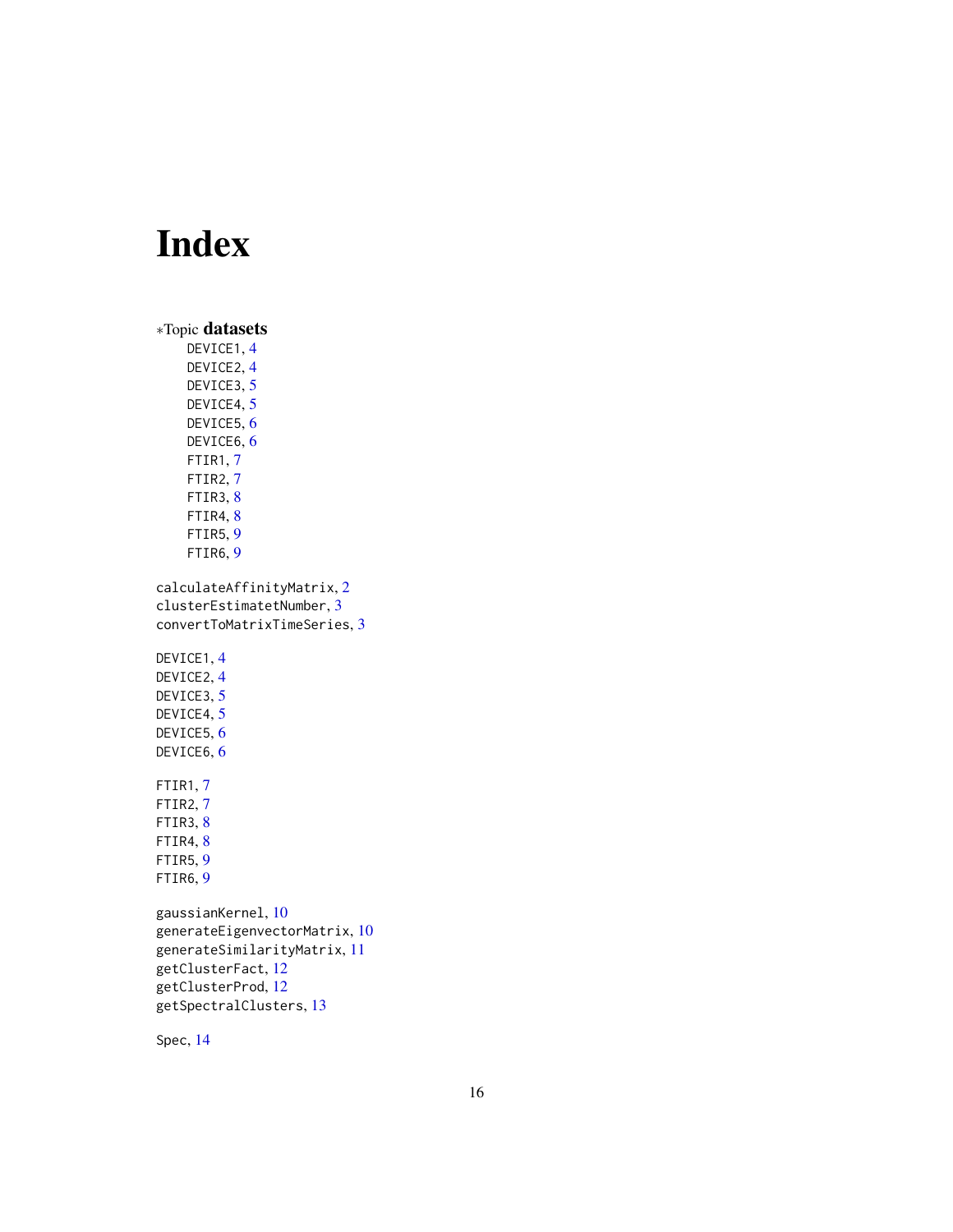# Index

∗Topic **datasets**

- DEVICE1, 4
- DEVICE2, 4
- DEVICE3, 5
- DEVICE4, 5
- DEVICE5, 6
- DEVICE6, 6
- FTIR1, 7
- FTIR2, 7
- FTIR3, 8
- FTIR4, 8
- FTIR5, 9
- FTIR6, 9

calculateAffinityMatrix, 2
clusterEstimatetNumber, 3
convertToMatrixTimeSeries, 3

DEVICE1, 4
DEVICE2, 4
DEVICE3, 5
DEVICE4, 5
DEVICE5, 6
DEVICE6, 6

FTIR1, 7
FTIR2, 7
FTIR3, 8
FTIR4, 8
FTIR5, 9
FTIR6, 9

gaussianKernel, 10
generateEigenvectorMatrix, 10
generateSimilarityMatrix, 11
getClusterFact, 12
getClusterProd, 12
getSpectralClusters, 13

Spec, 14